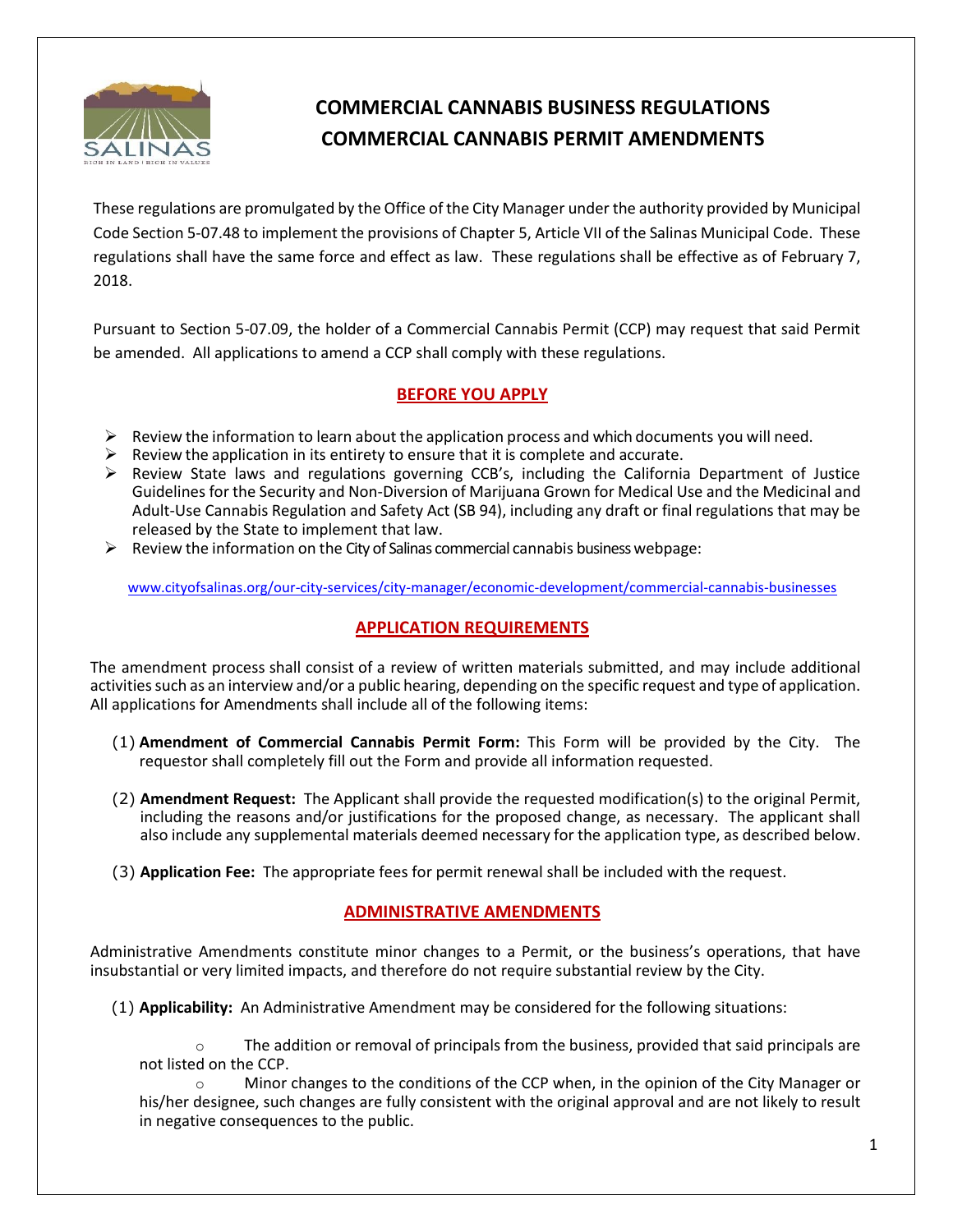# COMMERCIAL CANNABIS BUSINESS REGULATIONS
# COMMERCIAL CANNABIS PERMIT AMENDMENTS

These regulations are promulgated by the Office of the City Manager under the authority provided by Municipal Code Section 5-07.48 to implement the provisions of Chapter 5, Article VII of the Salinas Municipal Code. These regulations shall have the same force and effect as law. These regulations shall be effective as of February 7, 2018.

Pursuant to Section 5-07.09, the holder of a Commercial Cannabis Permit (CCP) may request that said Permit be amended. All applications to amend a CCP shall comply with these regulations.

## BEFORE YOU APPLY

- Review the information to learn about the application process and which documents you will need.
- Review the application in its entirety to ensure that it is complete and accurate.
- Review State laws and regulations governing CCB's, including the California Department of Justice Guidelines for the Security and Non-Diversion of Marijuana Grown for Medical Use and the Medicinal and Adult-Use Cannabis Regulation and Safety Act (SB 94), including any draft or final regulations that may be released by the State to implement that law.
- Review the information on the City of Salinas commercial cannabis business webpage:

www.cityofsalinas.org/our-city-services/city-manager/economic-development/commercial-cannabis-businesses

## APPLICATION REQUIREMENTS

The amendment process shall consist of a review of written materials submitted, and may include additional activities such as an interview and/or a public hearing, depending on the specific request and type of application. All applications for Amendments shall include all of the following items:

(1) **Amendment of Commercial Cannabis Permit Form:** This Form will be provided by the City. The requestor shall completely fill out the Form and provide all information requested.

(2) **Amendment Request:** The Applicant shall provide the requested modification(s) to the original Permit, including the reasons and/or justifications for the proposed change, as necessary. The applicant shall also include any supplemental materials deemed necessary for the application type, as described below.

(3) **Application Fee:** The appropriate fees for permit renewal shall be included with the request.

## ADMINISTRATIVE AMENDMENTS

Administrative Amendments constitute minor changes to a Permit, or the business's operations, that have insubstantial or very limited impacts, and therefore do not require substantial review by the City.

(1) **Applicability:** An Administrative Amendment may be considered for the following situations:

- The addition or removal of principals from the business, provided that said principals are not listed on the CCP.
- Minor changes to the conditions of the CCP when, in the opinion of the City Manager or his/her designee, such changes are fully consistent with the original approval and are not likely to result in negative consequences to the public.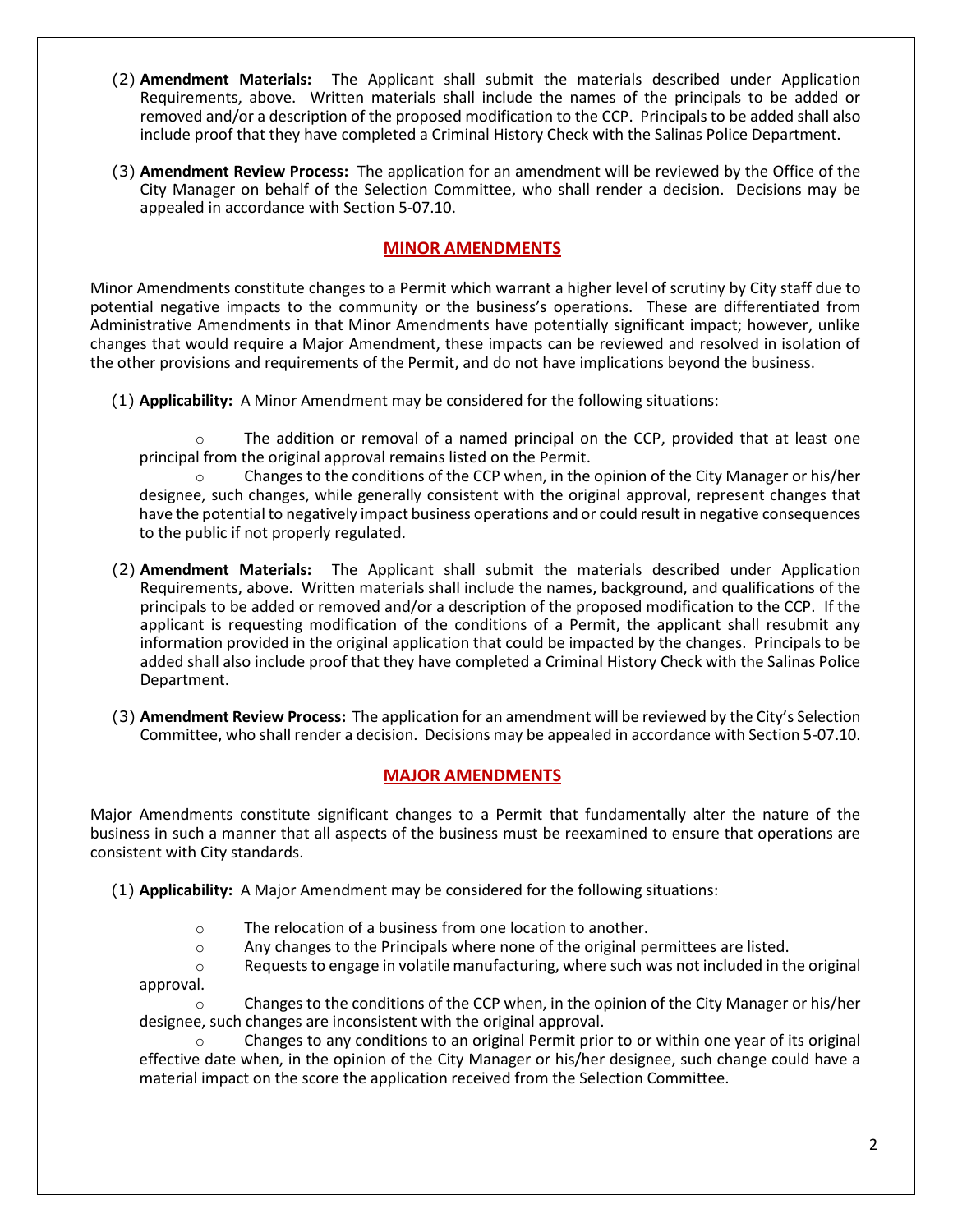(2) **Amendment Materials:** The Applicant shall submit the materials described under Application Requirements, above. Written materials shall include the names of the principals to be added or removed and/or a description of the proposed modification to the CCP. Principals to be added shall also include proof that they have completed a Criminal History Check with the Salinas Police Department.

(3) **Amendment Review Process:** The application for an amendment will be reviewed by the Office of the City Manager on behalf of the Selection Committee, who shall render a decision. Decisions may be appealed in accordance with Section 5-07.10.

## MINOR AMENDMENTS

Minor Amendments constitute changes to a Permit which warrant a higher level of scrutiny by City staff due to potential negative impacts to the community or the business's operations. These are differentiated from Administrative Amendments in that Minor Amendments have potentially significant impact; however, unlike changes that would require a Major Amendment, these impacts can be reviewed and resolved in isolation of the other provisions and requirements of the Permit, and do not have implications beyond the business.

(1) **Applicability:** A Minor Amendment may be considered for the following situations:

- The addition or removal of a named principal on the CCP, provided that at least one principal from the original approval remains listed on the Permit.
- Changes to the conditions of the CCP when, in the opinion of the City Manager or his/her designee, such changes, while generally consistent with the original approval, represent changes that have the potential to negatively impact business operations and or could result in negative consequences to the public if not properly regulated.

(2) **Amendment Materials:** The Applicant shall submit the materials described under Application Requirements, above. Written materials shall include the names, background, and qualifications of the principals to be added or removed and/or a description of the proposed modification to the CCP. If the applicant is requesting modification of the conditions of a Permit, the applicant shall resubmit any information provided in the original application that could be impacted by the changes. Principals to be added shall also include proof that they have completed a Criminal History Check with the Salinas Police Department.

(3) **Amendment Review Process:** The application for an amendment will be reviewed by the City's Selection Committee, who shall render a decision. Decisions may be appealed in accordance with Section 5-07.10.

## MAJOR AMENDMENTS

Major Amendments constitute significant changes to a Permit that fundamentally alter the nature of the business in such a manner that all aspects of the business must be reexamined to ensure that operations are consistent with City standards.

(1) **Applicability:** A Major Amendment may be considered for the following situations:

- The relocation of a business from one location to another.
- Any changes to the Principals where none of the original permittees are listed.
- Requests to engage in volatile manufacturing, where such was not included in the original approval.
- Changes to the conditions of the CCP when, in the opinion of the City Manager or his/her designee, such changes are inconsistent with the original approval.
- Changes to any conditions to an original Permit prior to or within one year of its original effective date when, in the opinion of the City Manager or his/her designee, such change could have a material impact on the score the application received from the Selection Committee.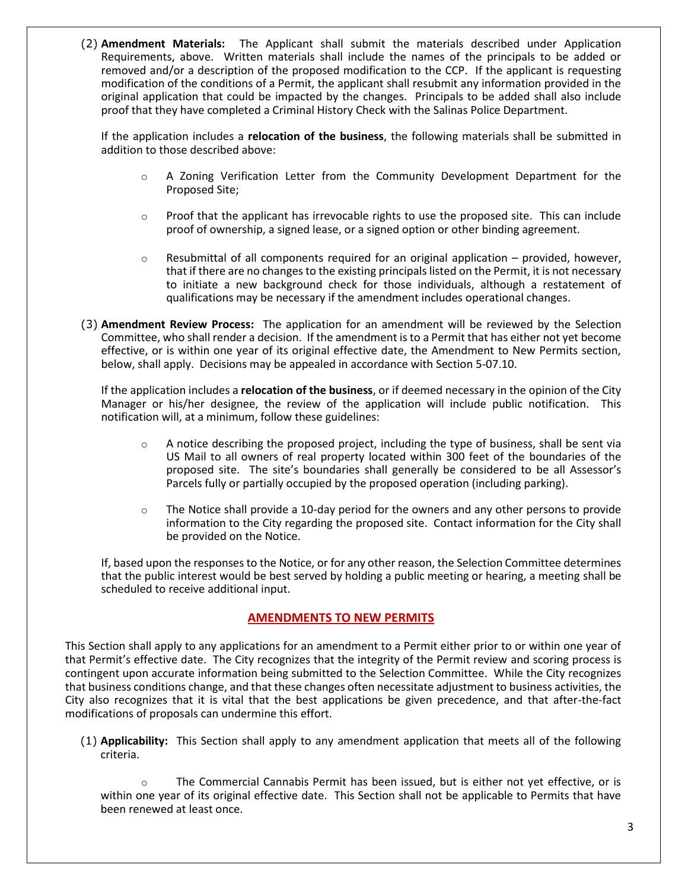(2) **Amendment Materials:** The Applicant shall submit the materials described under Application Requirements, above. Written materials shall include the names of the principals to be added or removed and/or a description of the proposed modification to the CCP. If the applicant is requesting modification of the conditions of a Permit, the applicant shall resubmit any information provided in the original application that could be impacted by the changes. Principals to be added shall also include proof that they have completed a Criminal History Check with the Salinas Police Department.

If the application includes a **relocation of the business**, the following materials shall be submitted in addition to those described above:

- A Zoning Verification Letter from the Community Development Department for the Proposed Site;
- Proof that the applicant has irrevocable rights to use the proposed site. This can include proof of ownership, a signed lease, or a signed option or other binding agreement.
- Resubmittal of all components required for an original application – provided, however, that if there are no changes to the existing principals listed on the Permit, it is not necessary to initiate a new background check for those individuals, although a restatement of qualifications may be necessary if the amendment includes operational changes.

(3) **Amendment Review Process:** The application for an amendment will be reviewed by the Selection Committee, who shall render a decision. If the amendment is to a Permit that has either not yet become effective, or is within one year of its original effective date, the Amendment to New Permits section, below, shall apply. Decisions may be appealed in accordance with Section 5-07.10.

If the application includes a **relocation of the business**, or if deemed necessary in the opinion of the City Manager or his/her designee, the review of the application will include public notification. This notification will, at a minimum, follow these guidelines:

- A notice describing the proposed project, including the type of business, shall be sent via US Mail to all owners of real property located within 300 feet of the boundaries of the proposed site. The site's boundaries shall generally be considered to be all Assessor's Parcels fully or partially occupied by the proposed operation (including parking).
- The Notice shall provide a 10-day period for the owners and any other persons to provide information to the City regarding the proposed site. Contact information for the City shall be provided on the Notice.

If, based upon the responses to the Notice, or for any other reason, the Selection Committee determines that the public interest would be best served by holding a public meeting or hearing, a meeting shall be scheduled to receive additional input.

## AMENDMENTS TO NEW PERMITS

This Section shall apply to any applications for an amendment to a Permit either prior to or within one year of that Permit's effective date. The City recognizes that the integrity of the Permit review and scoring process is contingent upon accurate information being submitted to the Selection Committee. While the City recognizes that business conditions change, and that these changes often necessitate adjustment to business activities, the City also recognizes that it is vital that the best applications be given precedence, and that after-the-fact modifications of proposals can undermine this effort.

(1) **Applicability:** This Section shall apply to any amendment application that meets all of the following criteria.

- The Commercial Cannabis Permit has been issued, but is either not yet effective, or is within one year of its original effective date. This Section shall not be applicable to Permits that have been renewed at least once.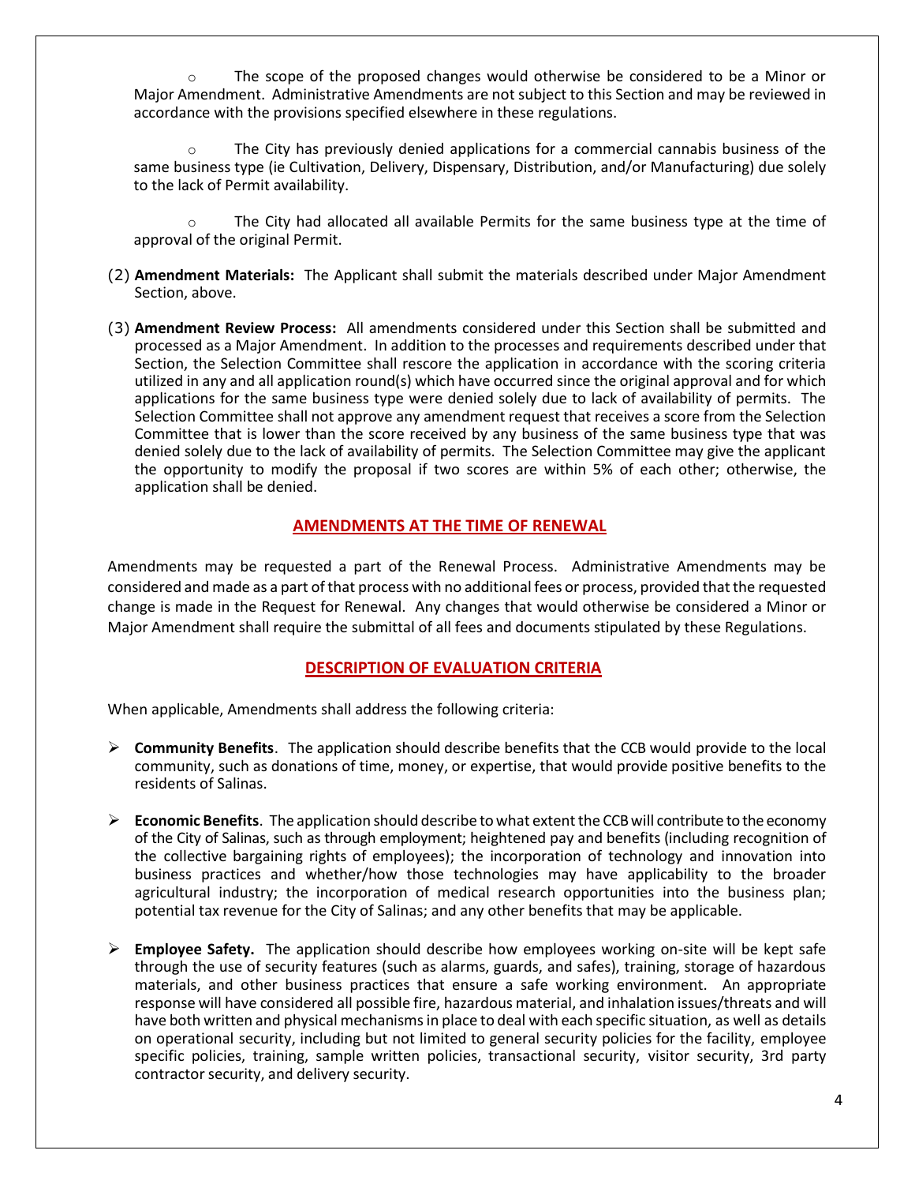- The scope of the proposed changes would otherwise be considered to be a Minor or Major Amendment. Administrative Amendments are not subject to this Section and may be reviewed in accordance with the provisions specified elsewhere in these regulations.

- The City has previously denied applications for a commercial cannabis business of the same business type (ie Cultivation, Delivery, Dispensary, Distribution, and/or Manufacturing) due solely to the lack of Permit availability.

- The City had allocated all available Permits for the same business type at the time of approval of the original Permit.

(2) **Amendment Materials:** The Applicant shall submit the materials described under Major Amendment Section, above.

(3) **Amendment Review Process:** All amendments considered under this Section shall be submitted and processed as a Major Amendment. In addition to the processes and requirements described under that Section, the Selection Committee shall rescore the application in accordance with the scoring criteria utilized in any and all application round(s) which have occurred since the original approval and for which applications for the same business type were denied solely due to lack of availability of permits. The Selection Committee shall not approve any amendment request that receives a score from the Selection Committee that is lower than the score received by any business of the same business type that was denied solely due to the lack of availability of permits. The Selection Committee may give the applicant the opportunity to modify the proposal if two scores are within 5% of each other; otherwise, the application shall be denied.

## AMENDMENTS AT THE TIME OF RENEWAL

Amendments may be requested a part of the Renewal Process. Administrative Amendments may be considered and made as a part of that process with no additional fees or process, provided that the requested change is made in the Request for Renewal. Any changes that would otherwise be considered a Minor or Major Amendment shall require the submittal of all fees and documents stipulated by these Regulations.

## DESCRIPTION OF EVALUATION CRITERIA

When applicable, Amendments shall address the following criteria:

- **Community Benefits**. The application should describe benefits that the CCB would provide to the local community, such as donations of time, money, or expertise, that would provide positive benefits to the residents of Salinas.

- **Economic Benefits**. The application should describe to what extent the CCB will contribute to the economy of the City of Salinas, such as through employment; heightened pay and benefits (including recognition of the collective bargaining rights of employees); the incorporation of technology and innovation into business practices and whether/how those technologies may have applicability to the broader agricultural industry; the incorporation of medical research opportunities into the business plan; potential tax revenue for the City of Salinas; and any other benefits that may be applicable.

- **Employee Safety.** The application should describe how employees working on-site will be kept safe through the use of security features (such as alarms, guards, and safes), training, storage of hazardous materials, and other business practices that ensure a safe working environment. An appropriate response will have considered all possible fire, hazardous material, and inhalation issues/threats and will have both written and physical mechanisms in place to deal with each specific situation, as well as details on operational security, including but not limited to general security policies for the facility, employee specific policies, training, sample written policies, transactional security, visitor security, 3rd party contractor security, and delivery security.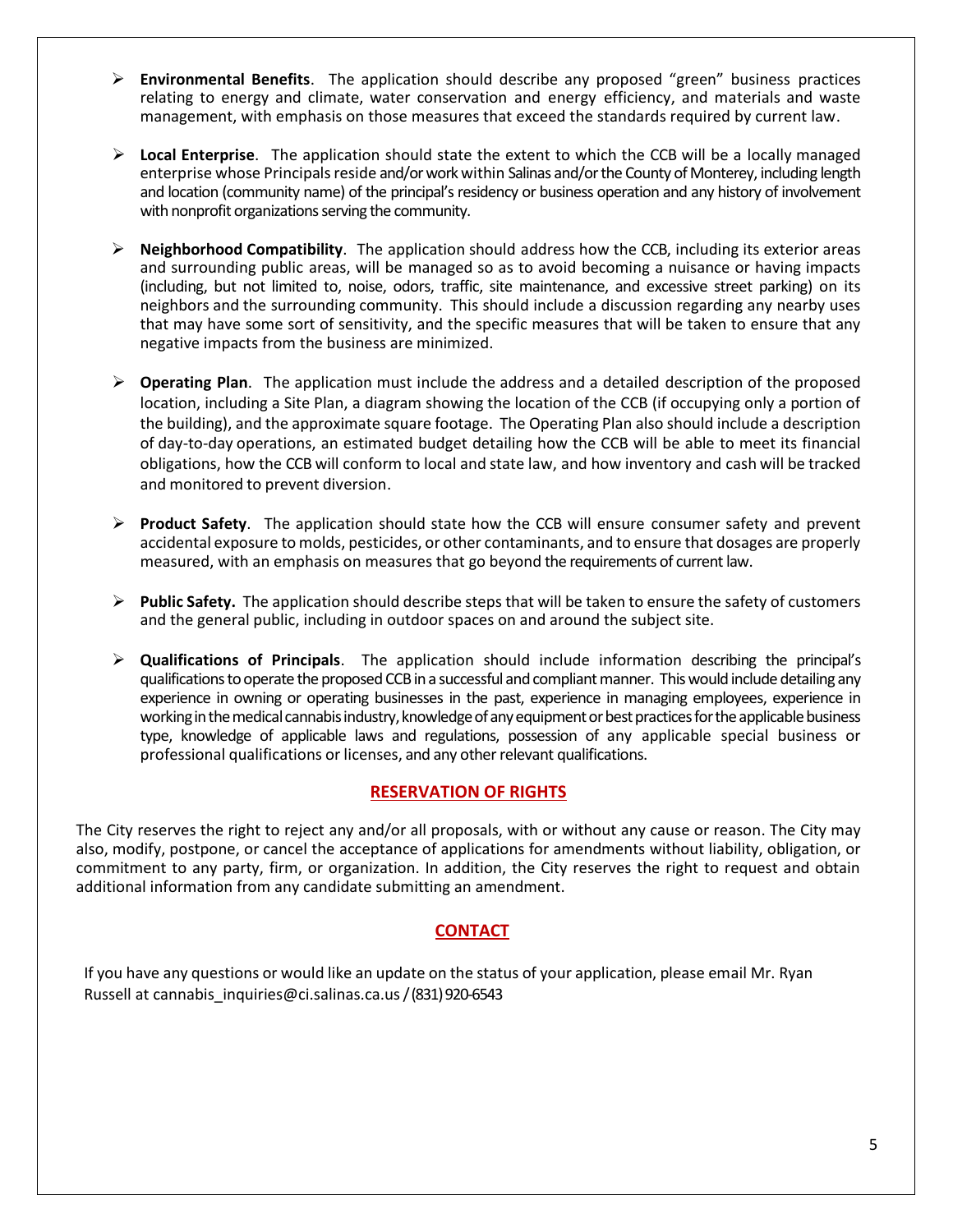- **Environmental Benefits**. The application should describe any proposed "green" business practices relating to energy and climate, water conservation and energy efficiency, and materials and waste management, with emphasis on those measures that exceed the standards required by current law.

- **Local Enterprise**. The application should state the extent to which the CCB will be a locally managed enterprise whose Principals reside and/or work within Salinas and/or the County of Monterey, including length and location (community name) of the principal's residency or business operation and any history of involvement with nonprofit organizations serving the community.

- **Neighborhood Compatibility**. The application should address how the CCB, including its exterior areas and surrounding public areas, will be managed so as to avoid becoming a nuisance or having impacts (including, but not limited to, noise, odors, traffic, site maintenance, and excessive street parking) on its neighbors and the surrounding community. This should include a discussion regarding any nearby uses that may have some sort of sensitivity, and the specific measures that will be taken to ensure that any negative impacts from the business are minimized.

- **Operating Plan**. The application must include the address and a detailed description of the proposed location, including a Site Plan, a diagram showing the location of the CCB (if occupying only a portion of the building), and the approximate square footage. The Operating Plan also should include a description of day-to-day operations, an estimated budget detailing how the CCB will be able to meet its financial obligations, how the CCB will conform to local and state law, and how inventory and cash will be tracked and monitored to prevent diversion.

- **Product Safety**. The application should state how the CCB will ensure consumer safety and prevent accidental exposure to molds, pesticides, or other contaminants, and to ensure that dosages are properly measured, with an emphasis on measures that go beyond the requirements of current law.

- **Public Safety.** The application should describe steps that will be taken to ensure the safety of customers and the general public, including in outdoor spaces on and around the subject site.

- **Qualifications of Principals**. The application should include information describing the principal's qualifications to operate the proposed CCB in a successful and compliant manner. This would include detailing any experience in owning or operating businesses in the past, experience in managing employees, experience in working in the medical cannabis industry, knowledge of any equipment or best practices for the applicable business type, knowledge of applicable laws and regulations, possession of any applicable special business or professional qualifications or licenses, and any other relevant qualifications.

## RESERVATION OF RIGHTS

The City reserves the right to reject any and/or all proposals, with or without any cause or reason. The City may also, modify, postpone, or cancel the acceptance of applications for amendments without liability, obligation, or commitment to any party, firm, or organization. In addition, the City reserves the right to request and obtain additional information from any candidate submitting an amendment.

## CONTACT

If you have any questions or would like an update on the status of your application, please email Mr. Ryan Russell at cannabis_inquiries@ci.salinas.ca.us / (831) 920-6543